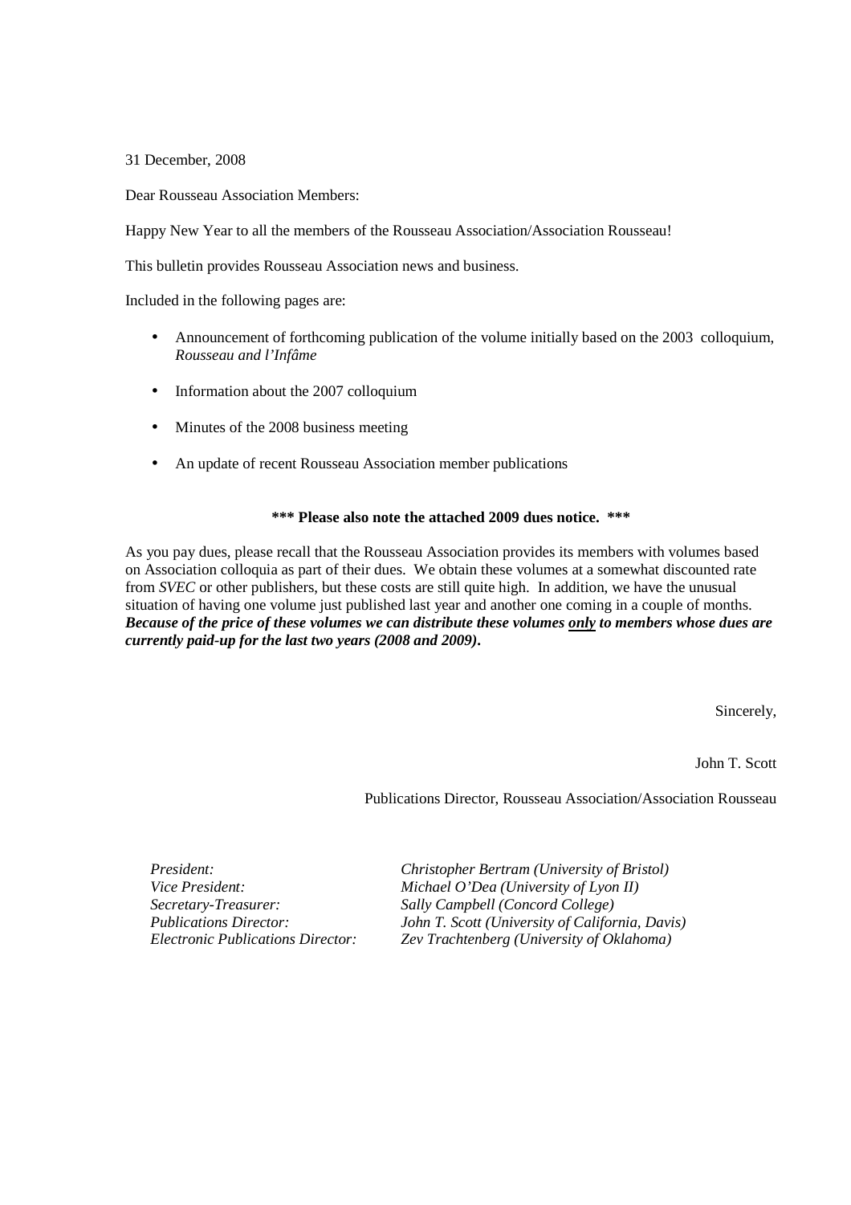31 December, 2008

Dear Rousseau Association Members:

Happy New Year to all the members of the Rousseau Association/Association Rousseau!

This bulletin provides Rousseau Association news and business.

Included in the following pages are:

- Announcement of forthcoming publication of the volume initially based on the 2003 colloquium, *Rousseau and l'Infâme*
- Information about the 2007 colloquium
- Minutes of the 2008 business meeting
- An update of recent Rousseau Association member publications

**\*\*\* Please also note the attached 2009 dues notice. \*\*\***

As you pay dues, please recall that the Rousseau Association provides its members with volumes based on Association colloquia as part of their dues. We obtain these volumes at a somewhat discounted rate from *SVEC* or other publishers, but these costs are still quite high. In addition, we have the unusual situation of having one volume just published last year and another one coming in a couple of months. ***Because of the price of these volumes we can distribute these volumes <u>only</u> to members whose dues are currently paid-up for the last two years (2008 and 2009).***

Sincerely,

John T. Scott

Publications Director, Rousseau Association/Association Rousseau

| | |
|---|---|
| *President:* | *Christopher Bertram (University of Bristol)* |
| *Vice President:* | *Michael O'Dea (University of Lyon II)* |
| *Secretary-Treasurer:* | *Sally Campbell (Concord College)* |
| *Publications Director:* | *John T. Scott (University of California, Davis)* |
| *Electronic Publications Director:* | *Zev Trachtenberg (University of Oklahoma)* |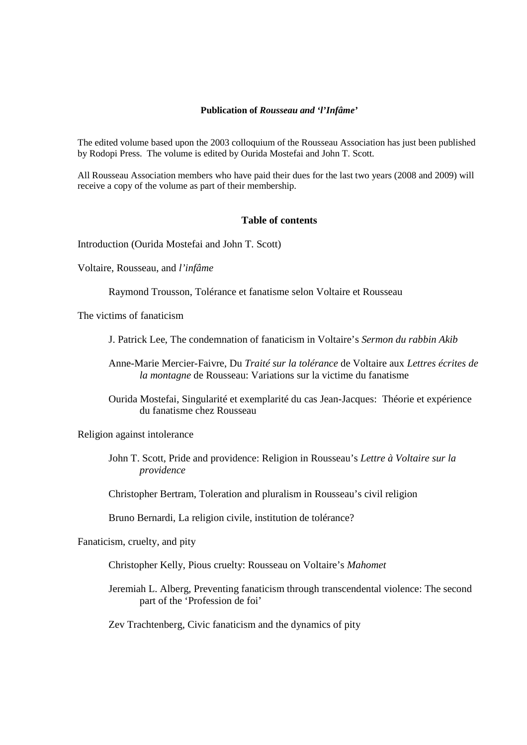## Publication of *Rousseau and 'l'Infâme'*

The edited volume based upon the 2003 colloquium of the Rousseau Association has just been published by Rodopi Press. The volume is edited by Ourida Mostefai and John T. Scott.

All Rousseau Association members who have paid their dues for the last two years (2008 and 2009) will receive a copy of the volume as part of their membership.

### Table of contents

Introduction (Ourida Mostefai and John T. Scott)

Voltaire, Rousseau, and *l'infâme*

- Raymond Trousson, Tolérance et fanatisme selon Voltaire et Rousseau

The victims of fanaticism

- J. Patrick Lee, The condemnation of fanaticism in Voltaire's *Sermon du rabbin Akib*
- Anne-Marie Mercier-Faivre, Du *Traité sur la tolérance* de Voltaire aux *Lettres écrites de la montagne* de Rousseau: Variations sur la victime du fanatisme
- Ourida Mostefai, Singularité et exemplarité du cas Jean-Jacques: Théorie et expérience du fanatisme chez Rousseau

Religion against intolerance

- John T. Scott, Pride and providence: Religion in Rousseau's *Lettre à Voltaire sur la providence*
- Christopher Bertram, Toleration and pluralism in Rousseau's civil religion
- Bruno Bernardi, La religion civile, institution de tolérance?

Fanaticism, cruelty, and pity

- Christopher Kelly, Pious cruelty: Rousseau on Voltaire's *Mahomet*
- Jeremiah L. Alberg, Preventing fanaticism through transcendental violence: The second part of the 'Profession de foi'
- Zev Trachtenberg, Civic fanaticism and the dynamics of pity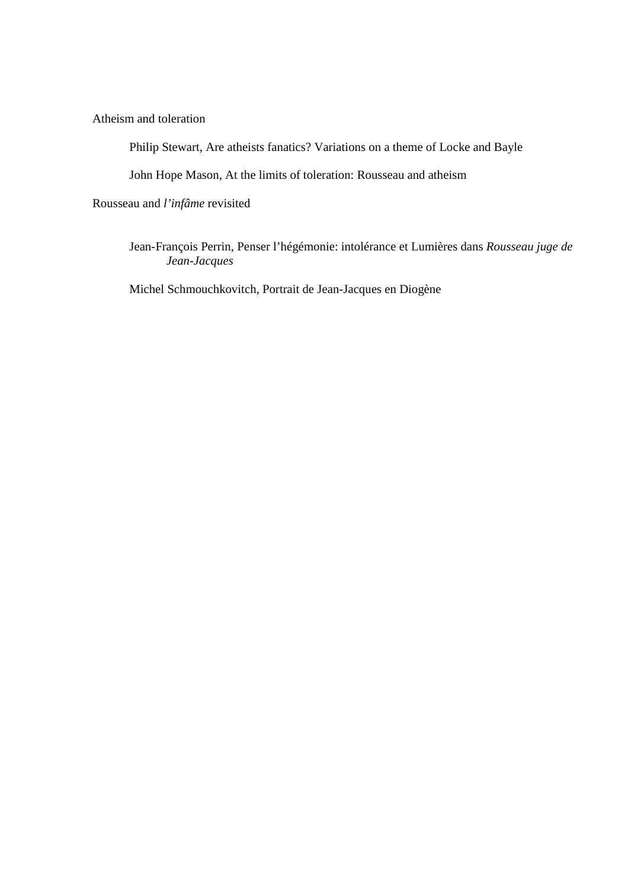Atheism and toleration

Philip Stewart, Are atheists fanatics? Variations on a theme of Locke and Bayle

John Hope Mason, At the limits of toleration: Rousseau and atheism

Rousseau and *l'infâme* revisited

Jean-François Perrin, Penser l'hégémonie: intolérance et Lumières dans *Rousseau juge de Jean-Jacques*

Michel Schmouchkovitch, Portrait de Jean-Jacques en Diogène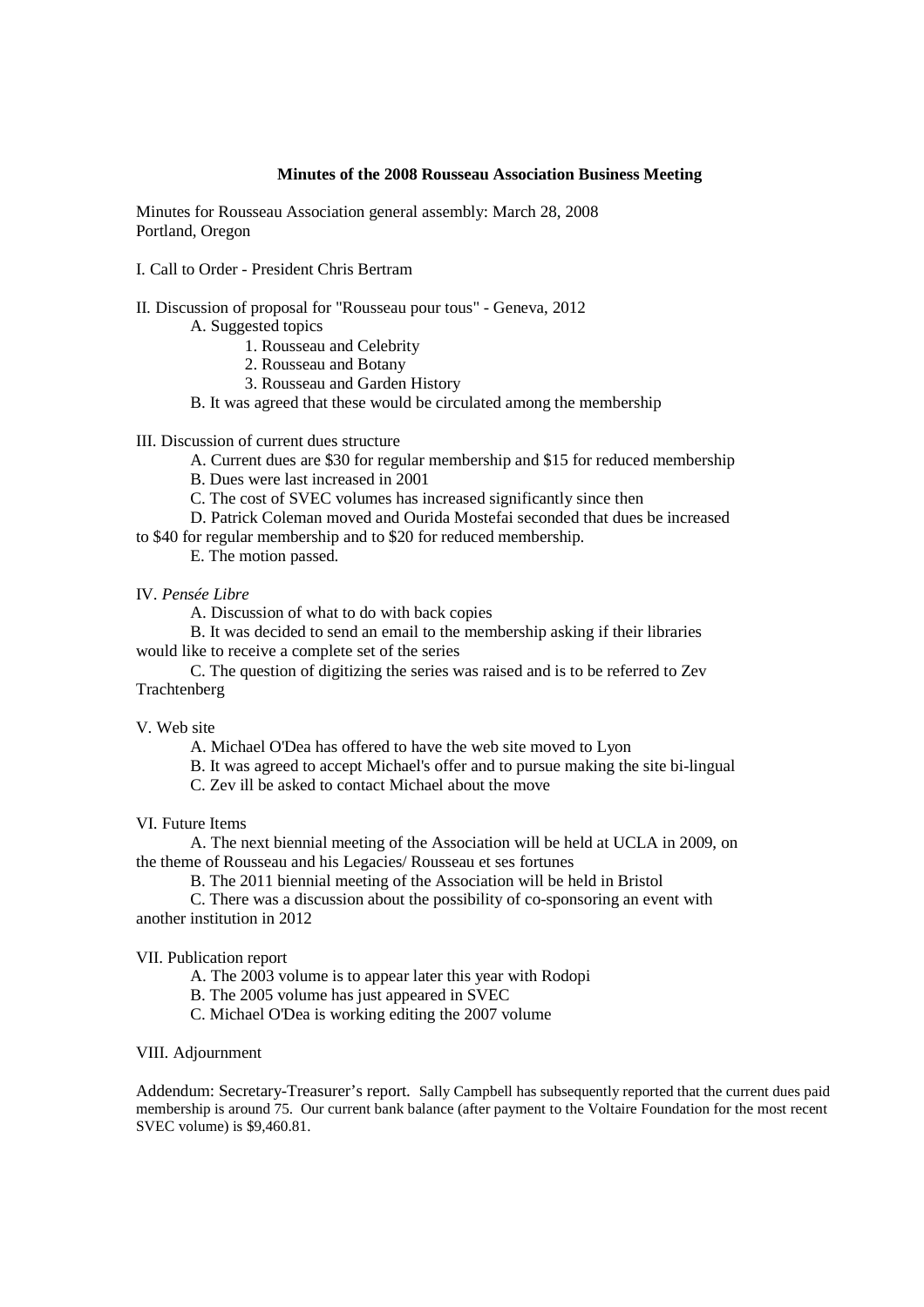## Minutes of the 2008 Rousseau Association Business Meeting

Minutes for Rousseau Association general assembly: March 28, 2008
Portland, Oregon

I. Call to Order - President Chris Bertram

II. Discussion of proposal for "Rousseau pour tous" - Geneva, 2012

- A. Suggested topics
  1. Rousseau and Celebrity
  2. Rousseau and Botany
  3. Rousseau and Garden History
- B. It was agreed that these would be circulated among the membership

III. Discussion of current dues structure

- A. Current dues are $30 for regular membership and $15 for reduced membership
- B. Dues were last increased in 2001
- C. The cost of SVEC volumes has increased significantly since then
- D. Patrick Coleman moved and Ourida Mostefai seconded that dues be increased to $40 for regular membership and to $20 for reduced membership.
- E. The motion passed.

IV. *Pensée Libre*

- A. Discussion of what to do with back copies
- B. It was decided to send an email to the membership asking if their libraries would like to receive a complete set of the series
- C. The question of digitizing the series was raised and is to be referred to Zev Trachtenberg

V. Web site

- A. Michael O'Dea has offered to have the web site moved to Lyon
- B. It was agreed to accept Michael's offer and to pursue making the site bi-lingual
- C. Zev ill be asked to contact Michael about the move

VI. Future Items

- A. The next biennial meeting of the Association will be held at UCLA in 2009, on the theme of Rousseau and his Legacies/ Rousseau et ses fortunes
- B. The 2011 biennial meeting of the Association will be held in Bristol
- C. There was a discussion about the possibility of co-sponsoring an event with another institution in 2012

VII. Publication report

- A. The 2003 volume is to appear later this year with Rodopi
- B. The 2005 volume has just appeared in SVEC
- C. Michael O'Dea is working editing the 2007 volume

VIII. Adjournment

Addendum: Secretary-Treasurer's report. Sally Campbell has subsequently reported that the current dues paid membership is around 75. Our current bank balance (after payment to the Voltaire Foundation for the most recent SVEC volume) is $9,460.81.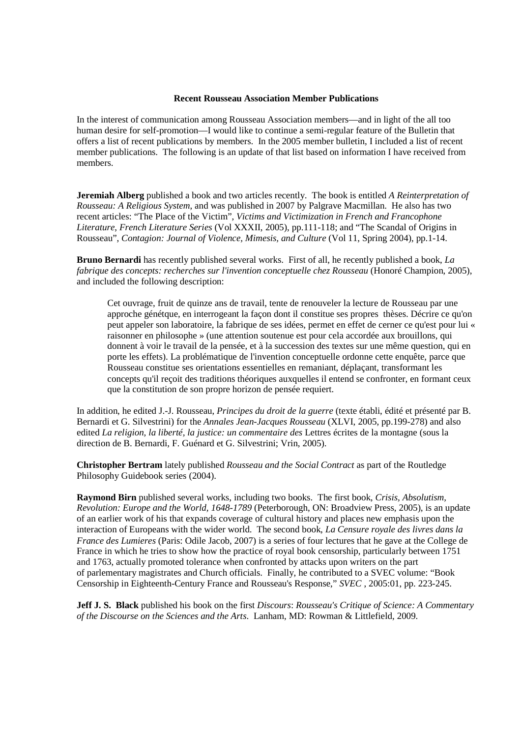**Recent Rousseau Association Member Publications**

In the interest of communication among Rousseau Association members—and in light of the all too human desire for self-promotion—I would like to continue a semi-regular feature of the Bulletin that offers a list of recent publications by members. In the 2005 member bulletin, I included a list of recent member publications. The following is an update of that list based on information I have received from members.

**Jeremiah Alberg** published a book and two articles recently. The book is entitled *A Reinterpretation of Rousseau: A Religious System*, and was published in 2007 by Palgrave Macmillan. He also has two recent articles: "The Place of the Victim", *Victims and Victimization in French and Francophone Literature, French Literature Series* (Vol XXXII, 2005), pp.111-118; and "The Scandal of Origins in Rousseau", *Contagion: Journal of Violence, Mimesis, and Culture* (Vol 11, Spring 2004), pp.1-14.

**Bruno Bernardi** has recently published several works. First of all, he recently published a book, *La fabrique des concepts: recherches sur l'invention conceptuelle chez Rousseau* (Honoré Champion, 2005), and included the following description:

> Cet ouvrage, fruit de quinze ans de travail, tente de renouveler la lecture de Rousseau par une approche génétque, en interrogeant la façon dont il constitue ses propres thèses. Décrire ce qu'on peut appeler son laboratoire, la fabrique de ses idées, permet en effet de cerner ce qu'est pour lui « raisonner en philosophe » (une attention soutenue est pour cela accordée aux brouillons, qui donnent à voir le travail de la pensée, et à la succession des textes sur une même question, qui en porte les effets). La problématique de l'invention conceptuelle ordonne cette enquête, parce que Rousseau constitue ses orientations essentielles en remaniant, déplaçant, transformant les concepts qu'il reçoit des traditions théoriques auxquelles il entend se confronter, en formant ceux que la constitution de son propre horizon de pensée requiert.

In addition, he edited J.-J. Rousseau, *Principes du droit de la guerre* (texte établi, édité et présenté par B. Bernardi et G. Silvestrini) for the *Annales Jean-Jacques Rousseau* (XLVI, 2005, pp.199-278) and also edited *La religion, la liberté, la justice: un commentaire des* Lettres écrites de la montagne (sous la direction de B. Bernardi, F. Guénard et G. Silvestrini; Vrin, 2005).

**Christopher Bertram** lately published *Rousseau and the Social Contract* as part of the Routledge Philosophy Guidebook series (2004).

**Raymond Birn** published several works, including two books. The first book, *Crisis, Absolutism, Revolution: Europe and the World, 1648-1789* (Peterborough, ON: Broadview Press, 2005), is an update of an earlier work of his that expands coverage of cultural history and places new emphasis upon the interaction of Europeans with the wider world. The second book, *La Censure royale des livres dans la France des Lumieres* (Paris: Odile Jacob, 2007) is a series of four lectures that he gave at the College de France in which he tries to show how the practice of royal book censorship, particularly between 1751 and 1763, actually promoted tolerance when confronted by attacks upon writers on the part of parlementary magistrates and Church officials. Finally, he contributed to a SVEC volume: "Book Censorship in Eighteenth-Century France and Rousseau's Response," *SVEC* , 2005:01, pp. 223-245.

**Jeff J. S. Black** published his book on the first *Discours*: *Rousseau's Critique of Science: A Commentary of the Discourse on the Sciences and the Arts*. Lanham, MD: Rowman & Littlefield, 2009.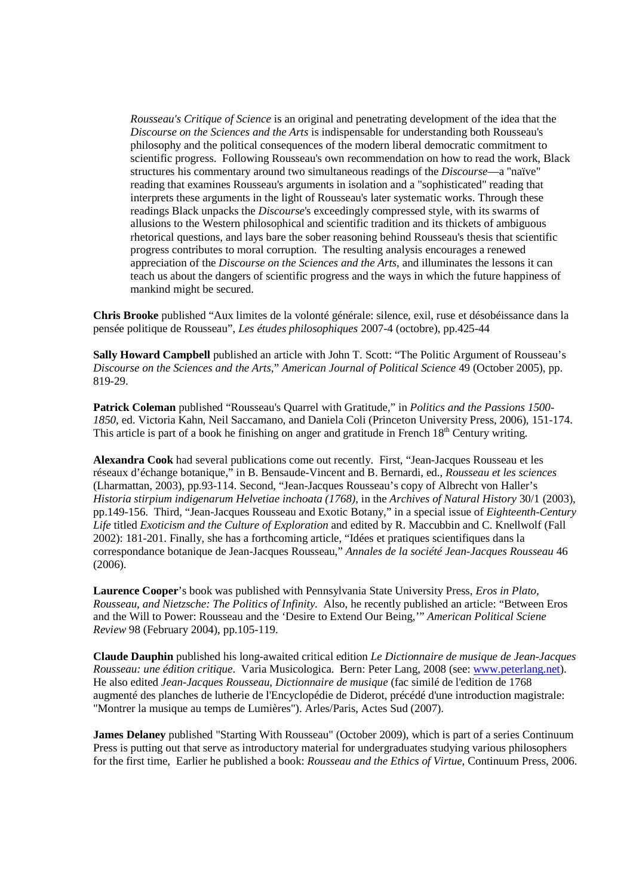> *Rousseau's Critique of Science* is an original and penetrating development of the idea that the *Discourse on the Sciences and the Arts* is indispensable for understanding both Rousseau's philosophy and the political consequences of the modern liberal democratic commitment to scientific progress. Following Rousseau's own recommendation on how to read the work, Black structures his commentary around two simultaneous readings of the *Discourse*—a "naïve" reading that examines Rousseau's arguments in isolation and a "sophisticated" reading that interprets these arguments in the light of Rousseau's later systematic works. Through these readings Black unpacks the *Discourse*'s exceedingly compressed style, with its swarms of allusions to the Western philosophical and scientific tradition and its thickets of ambiguous rhetorical questions, and lays bare the sober reasoning behind Rousseau's thesis that scientific progress contributes to moral corruption. The resulting analysis encourages a renewed appreciation of the *Discourse on the Sciences and the Arts*, and illuminates the lessons it can teach us about the dangers of scientific progress and the ways in which the future happiness of mankind might be secured.

**Chris Brooke** published "Aux limites de la volonté générale: silence, exil, ruse et désobéissance dans la pensée politique de Rousseau", *Les études philosophiques* 2007-4 (octobre), pp.425-44

**Sally Howard Campbell** published an article with John T. Scott: "The Politic Argument of Rousseau's *Discourse on the Sciences and the Arts*," *American Journal of Political Science* 49 (October 2005), pp. 819-29.

**Patrick Coleman** published "Rousseau's Quarrel with Gratitude," in *Politics and the Passions 1500-1850*, ed. Victoria Kahn, Neil Saccamano, and Daniela Coli (Princeton University Press, 2006), 151-174. This article is part of a book he finishing on anger and gratitude in French 18th Century writing.

**Alexandra Cook** had several publications come out recently. First, "Jean-Jacques Rousseau et les réseaux d'échange botanique," in B. Bensaude-Vincent and B. Bernardi, ed., *Rousseau et les sciences* (Lharmattan, 2003), pp.93-114. Second, "Jean-Jacques Rousseau's copy of Albrecht von Haller's *Historia stirpium indigenarum Helvetiae inchoata (1768)*, in the *Archives of Natural History* 30/1 (2003), pp.149-156. Third, "Jean-Jacques Rousseau and Exotic Botany," in a special issue of *Eighteenth-Century Life* titled *Exoticism and the Culture of Exploration* and edited by R. Maccubbin and C. Knellwolf (Fall 2002): 181-201. Finally, she has a forthcoming article, "Idées et pratiques scientifiques dans la correspondance botanique de Jean-Jacques Rousseau," *Annales de la société Jean-Jacques Rousseau* 46 (2006).

**Laurence Cooper**'s book was published with Pennsylvania State University Press, *Eros in Plato, Rousseau, and Nietzsche: The Politics of Infinity.* Also, he recently published an article: "Between Eros and the Will to Power: Rousseau and the 'Desire to Extend Our Being,'" *American Political Sciene Review* 98 (February 2004), pp.105-119.

**Claude Dauphin** published his long-awaited critical edition *Le Dictionnaire de musique de Jean-Jacques Rousseau: une édition critique*. Varia Musicologica. Bern: Peter Lang, 2008 (see: www.peterlang.net). He also edited *Jean-Jacques Rousseau, Dictionnaire de musique* (fac similé de l'edition de 1768 augmenté des planches de lutherie de l'Encyclopédie de Diderot, précédé d'une introduction magistrale: "Montrer la musique au temps de Lumières"). Arles/Paris, Actes Sud (2007).

**James Delaney** published "Starting With Rousseau" (October 2009), which is part of a series Continuum Press is putting out that serve as introductory material for undergraduates studying various philosophers for the first time, Earlier he published a book: *Rousseau and the Ethics of Virtue*, Continuum Press, 2006.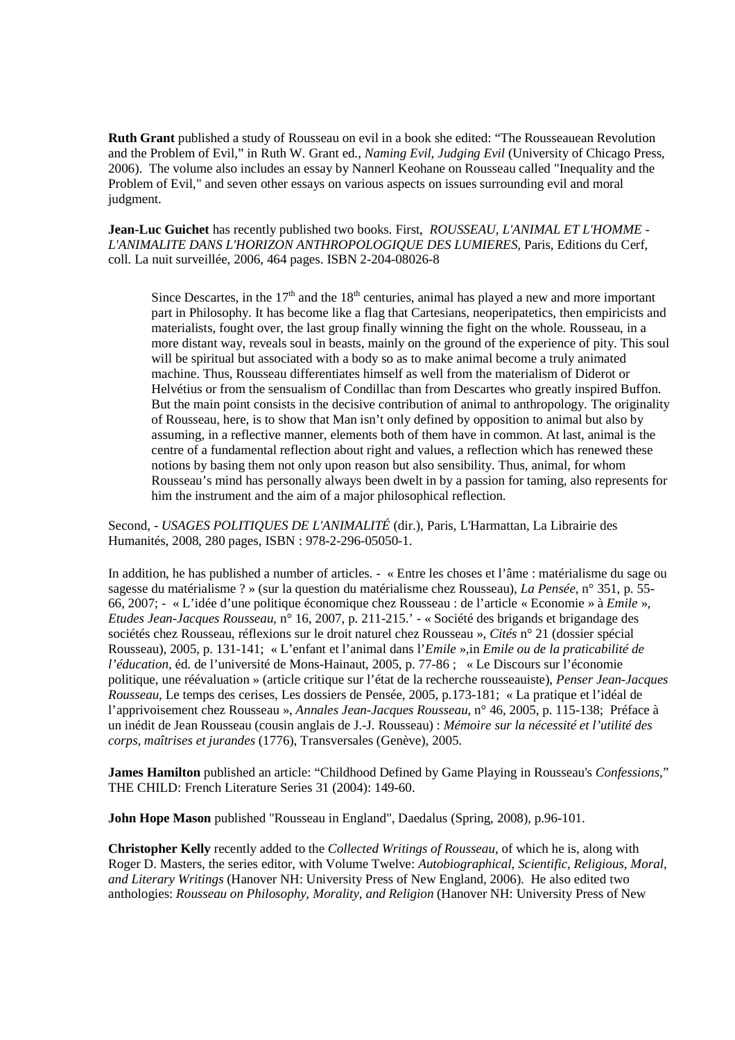**Ruth Grant** published a study of Rousseau on evil in a book she edited: "The Rousseauean Revolution and the Problem of Evil," in Ruth W. Grant ed., *Naming Evil, Judging Evil* (University of Chicago Press, 2006). The volume also includes an essay by Nannerl Keohane on Rousseau called "Inequality and the Problem of Evil," and seven other essays on various aspects on issues surrounding evil and moral judgment.

**Jean-Luc Guichet** has recently published two books. First, *ROUSSEAU, L'ANIMAL ET L'HOMME - L'ANIMALITE DANS L'HORIZON ANTHROPOLOGIQUE DES LUMIERES*, Paris, Editions du Cerf, coll. La nuit surveillée, 2006, 464 pages. ISBN 2-204-08026-8

> Since Descartes, in the 17th and the 18th centuries, animal has played a new and more important part in Philosophy. It has become like a flag that Cartesians, neoperipatetics, then empiricists and materialists, fought over, the last group finally winning the fight on the whole. Rousseau, in a more distant way, reveals soul in beasts, mainly on the ground of the experience of pity. This soul will be spiritual but associated with a body so as to make animal become a truly animated machine. Thus, Rousseau differentiates himself as well from the materialism of Diderot or Helvétius or from the sensualism of Condillac than from Descartes who greatly inspired Buffon. But the main point consists in the decisive contribution of animal to anthropology. The originality of Rousseau, here, is to show that Man isn't only defined by opposition to animal but also by assuming, in a reflective manner, elements both of them have in common. At last, animal is the centre of a fundamental reflection about right and values, a reflection which has renewed these notions by basing them not only upon reason but also sensibility. Thus, animal, for whom Rousseau's mind has personally always been dwelt in by a passion for taming, also represents for him the instrument and the aim of a major philosophical reflection.

Second, - *USAGES POLITIQUES DE L'ANIMALITÉ* (dir.), Paris, L'Harmattan, La Librairie des Humanités, 2008, 280 pages, ISBN : 978-2-296-05050-1.

In addition, he has published a number of articles. - « Entre les choses et l'âme : matérialisme du sage ou sagesse du matérialisme ? » (sur la question du matérialisme chez Rousseau), *La Pensée*, n° 351, p. 55-66, 2007; - « L'idée d'une politique économique chez Rousseau : de l'article « Economie » à *Emile* », *Etudes Jean-Jacques Rousseau*, n° 16, 2007, p. 211-215.' - « Société des brigands et brigandage des sociétés chez Rousseau, réflexions sur le droit naturel chez Rousseau », *Cités* n° 21 (dossier spécial Rousseau), 2005, p. 131-141; « L'enfant et l'animal dans l'*Emile* »,in *Emile ou de la praticabilité de l'éducation*, éd. de l'université de Mons-Hainaut, 2005, p. 77-86 ; « Le Discours sur l'économie politique, une réévaluation » (article critique sur l'état de la recherche rousseauiste), *Penser Jean-Jacques Rousseau*, Le temps des cerises, Les dossiers de Pensée, 2005, p.173-181; « La pratique et l'idéal de l'apprivoisement chez Rousseau », *Annales Jean-Jacques Rousseau*, n° 46, 2005, p. 115-138; Préface à un inédit de Jean Rousseau (cousin anglais de J.-J. Rousseau) : *Mémoire sur la nécessité et l'utilité des corps, maîtrises et jurandes* (1776), Transversales (Genève), 2005.

**James Hamilton** published an article: "Childhood Defined by Game Playing in Rousseau's *Confessions*," THE CHILD: French Literature Series 31 (2004): 149-60.

**John Hope Mason** published "Rousseau in England", Daedalus (Spring, 2008), p.96-101.

**Christopher Kelly** recently added to the *Collected Writings of Rousseau*, of which he is, along with Roger D. Masters, the series editor, with Volume Twelve: *Autobiographical, Scientific, Religious, Moral, and Literary Writings* (Hanover NH: University Press of New England, 2006). He also edited two anthologies: *Rousseau on Philosophy, Morality, and Religion* (Hanover NH: University Press of New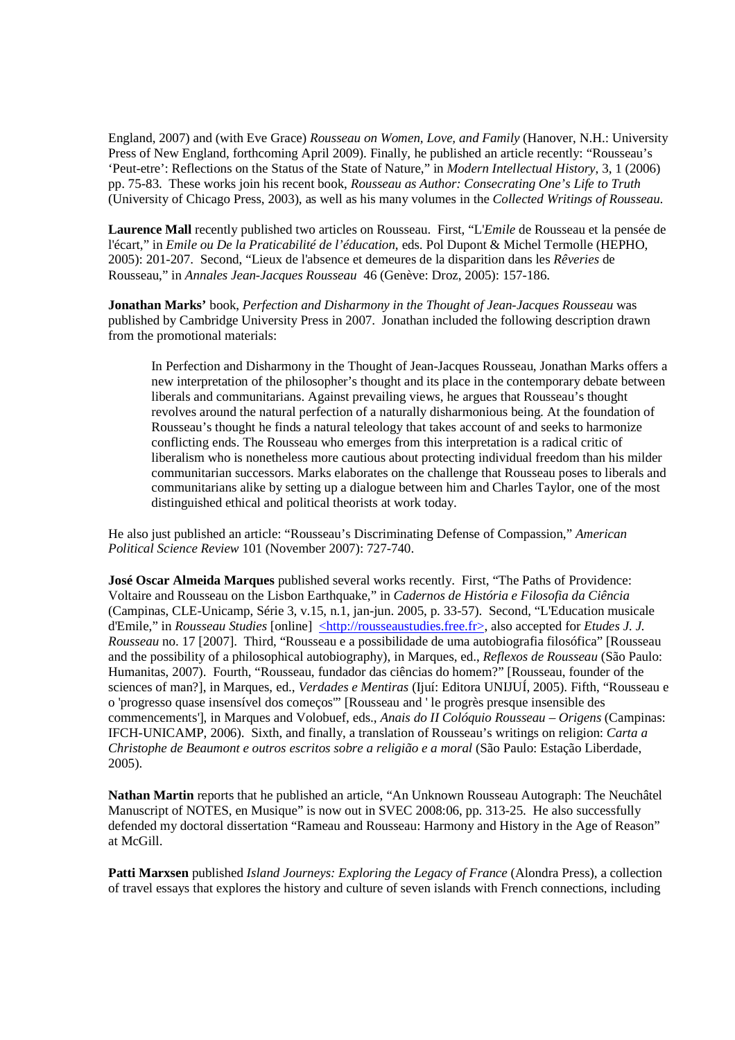England, 2007) and (with Eve Grace) *Rousseau on Women, Love, and Family* (Hanover, N.H.: University Press of New England, forthcoming April 2009). Finally, he published an article recently: "Rousseau's 'Peut-etre': Reflections on the Status of the State of Nature," in *Modern Intellectual History*, 3, 1 (2006) pp. 75-83. These works join his recent book, *Rousseau as Author: Consecrating One's Life to Truth* (University of Chicago Press, 2003), as well as his many volumes in the *Collected Writings of Rousseau.*

**Laurence Mall** recently published two articles on Rousseau. First, "L'*Emile* de Rousseau et la pensée de l'écart," in *Emile ou De la Praticabilité de l'éducation*, eds. Pol Dupont & Michel Termolle (HEPHO, 2005): 201-207. Second, "Lieux de l'absence et demeures de la disparition dans les *Rêveries* de Rousseau," in *Annales Jean-Jacques Rousseau* 46 (Genève: Droz, 2005): 157-186.

**Jonathan Marks'** book, *Perfection and Disharmony in the Thought of Jean-Jacques Rousseau* was published by Cambridge University Press in 2007. Jonathan included the following description drawn from the promotional materials:

> In Perfection and Disharmony in the Thought of Jean-Jacques Rousseau, Jonathan Marks offers a new interpretation of the philosopher's thought and its place in the contemporary debate between liberals and communitarians. Against prevailing views, he argues that Rousseau's thought revolves around the natural perfection of a naturally disharmonious being. At the foundation of Rousseau's thought he finds a natural teleology that takes account of and seeks to harmonize conflicting ends. The Rousseau who emerges from this interpretation is a radical critic of liberalism who is nonetheless more cautious about protecting individual freedom than his milder communitarian successors. Marks elaborates on the challenge that Rousseau poses to liberals and communitarians alike by setting up a dialogue between him and Charles Taylor, one of the most distinguished ethical and political theorists at work today.

He also just published an article: "Rousseau's Discriminating Defense of Compassion," *American Political Science Review* 101 (November 2007): 727-740.

**José Oscar Almeida Marques** published several works recently. First, "The Paths of Providence: Voltaire and Rousseau on the Lisbon Earthquake," in *Cadernos de História e Filosofia da Ciência* (Campinas, CLE-Unicamp, Série 3, v.15, n.1, jan-jun. 2005, p. 33-57). Second, "L'Education musicale d'Emile," in *Rousseau Studies* [online] <http://rousseaustudies.free.fr>, also accepted for *Etudes J. J. Rousseau* no. 17 [2007]. Third, "Rousseau e a possibilidade de uma autobiografia filosófica" [Rousseau and the possibility of a philosophical autobiography), in Marques, ed., *Reflexos de Rousseau* (São Paulo: Humanitas, 2007). Fourth, "Rousseau, fundador das ciências do homem?" [Rousseau, founder of the sciences of man?], in Marques, ed., *Verdades e Mentiras* (Ijuí: Editora UNIJUÍ, 2005). Fifth, "Rousseau e o 'progresso quase insensível dos começos'" [Rousseau and ' le progrès presque insensible des commencements'], in Marques and Volobuef, eds., *Anais do II Colóquio Rousseau – Origens* (Campinas: IFCH-UNICAMP, 2006). Sixth, and finally, a translation of Rousseau's writings on religion: *Carta a Christophe de Beaumont e outros escritos sobre a religião e a moral* (São Paulo: Estação Liberdade, 2005).

**Nathan Martin** reports that he published an article, "An Unknown Rousseau Autograph: The Neuchâtel Manuscript of NOTES, en Musique" is now out in SVEC 2008:06, pp. 313-25. He also successfully defended my doctoral dissertation "Rameau and Rousseau: Harmony and History in the Age of Reason" at McGill.

**Patti Marxsen** published *Island Journeys: Exploring the Legacy of France* (Alondra Press), a collection of travel essays that explores the history and culture of seven islands with French connections, including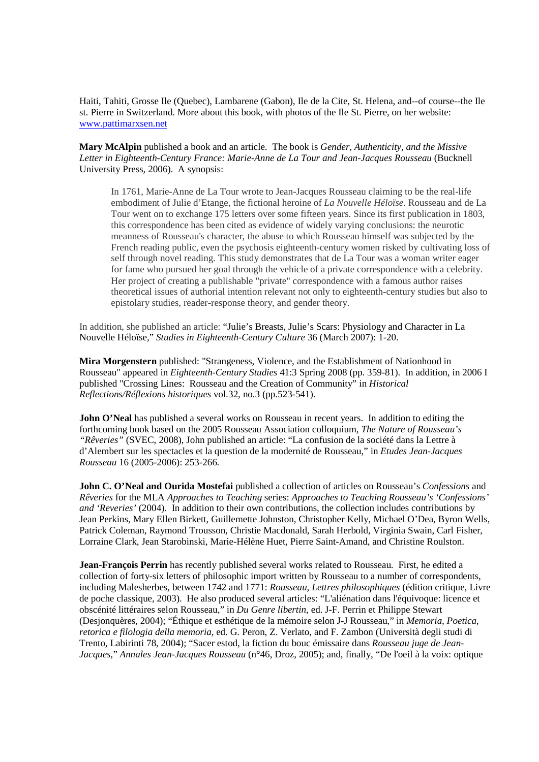Haiti, Tahiti, Grosse Ile (Quebec), Lambarene (Gabon), Ile de la Cite, St. Helena, and--of course--the Ile st. Pierre in Switzerland. More about this book, with photos of the Ile St. Pierre, on her website: [www.pattimarxsen.net](www.pattimarxsen.net)

**Mary McAlpin** published a book and an article. The book is *Gender, Authenticity, and the Missive Letter in Eighteenth-Century France: Marie-Anne de La Tour and Jean-Jacques Rousseau* (Bucknell University Press, 2006). A synopsis:

> In 1761, Marie-Anne de La Tour wrote to Jean-Jacques Rousseau claiming to be the real-life embodiment of Julie d'Etange, the fictional heroine of *La Nouvelle Héloïse*. Rousseau and de La Tour went on to exchange 175 letters over some fifteen years. Since its first publication in 1803, this correspondence has been cited as evidence of widely varying conclusions: the neurotic meanness of Rousseau's character, the abuse to which Rousseau himself was subjected by the French reading public, even the psychosis eighteenth-century women risked by cultivating loss of self through novel reading. This study demonstrates that de La Tour was a woman writer eager for fame who pursued her goal through the vehicle of a private correspondence with a celebrity. Her project of creating a publishable "private" correspondence with a famous author raises theoretical issues of authorial intention relevant not only to eighteenth-century studies but also to epistolary studies, reader-response theory, and gender theory.

In addition, she published an article: "Julie's Breasts, Julie's Scars: Physiology and Character in La Nouvelle Héloïse," *Studies in Eighteenth-Century Culture* 36 (March 2007): 1-20.

**Mira Morgenstern** published: "Strangeness, Violence, and the Establishment of Nationhood in Rousseau" appeared in *Eighteenth-Century Studies* 41:3 Spring 2008 (pp. 359-81). In addition, in 2006 I published "Crossing Lines: Rousseau and the Creation of Community" in *Historical Reflections/Réflexions historiques* vol.32, no.3 (pp.523-541).

**John O'Neal** has published a several works on Rousseau in recent years. In addition to editing the forthcoming book based on the 2005 Rousseau Association colloquium, *The Nature of Rousseau's "Rêveries"* (SVEC, 2008), John published an article: "La confusion de la société dans la Lettre à d'Alembert sur les spectacles et la question de la modernité de Rousseau," in *Etudes Jean-Jacques Rousseau* 16 (2005-2006): 253-266.

**John C. O'Neal and Ourida Mostefai** published a collection of articles on Rousseau's *Confessions* and *Rêveries* for the MLA *Approaches to Teaching* series: *Approaches to Teaching Rousseau's 'Confessions' and 'Reveries'* (2004). In addition to their own contributions, the collection includes contributions by Jean Perkins, Mary Ellen Birkett, Guillemette Johnston, Christopher Kelly, Michael O'Dea, Byron Wells, Patrick Coleman, Raymond Trousson, Christie Macdonald, Sarah Herbold, Virginia Swain, Carl Fisher, Lorraine Clark, Jean Starobinski, Marie-Hélène Huet, Pierre Saint-Amand, and Christine Roulston.

**Jean-François Perrin** has recently published several works related to Rousseau. First, he edited a collection of forty-six letters of philosophic import written by Rousseau to a number of correspondents, including Malesherbes, between 1742 and 1771: *Rousseau, Lettres philosophiques* (édition critique, Livre de poche classique, 2003). He also produced several articles: "L'aliénation dans l'équivoque: licence et obscénité littéraires selon Rousseau," in *Du Genre libertin*, ed. J-F. Perrin et Philippe Stewart (Desjonquères, 2004); "Éthique et esthétique de la mémoire selon J-J Rousseau," in *Memoria, Poetica, retorica e filologia della memoria*, ed. G. Peron, Z. Verlato, and F. Zambon (Università degli studi di Trento, Labirinti 78, 2004); "Sacer estod, la fiction du bouc émissaire dans *Rousseau juge de Jean-Jacques*," *Annales Jean-Jacques Rousseau* (n°46, Droz, 2005); and, finally, "De l'oeil à la voix: optique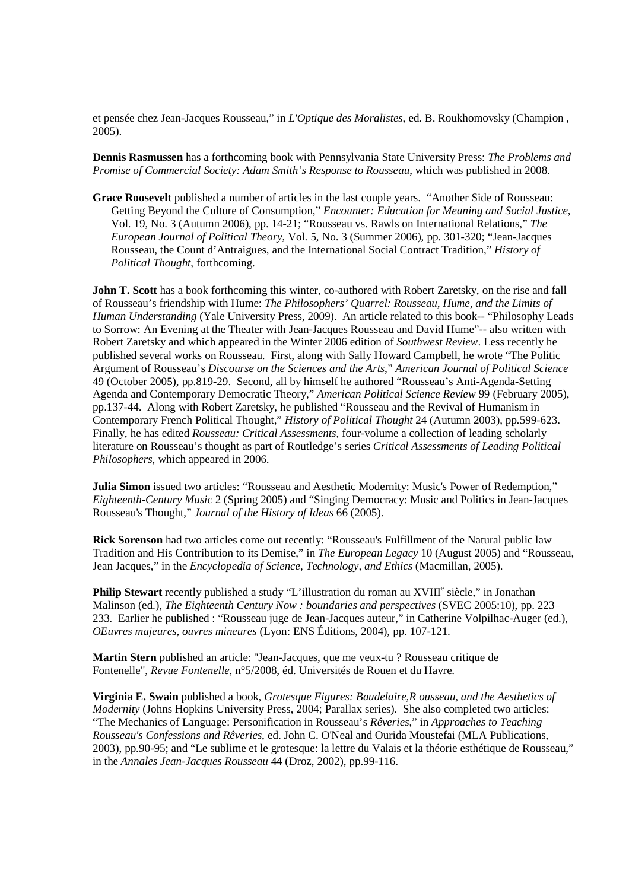et pensée chez Jean-Jacques Rousseau," in *L'Optique des Moralistes*, ed. B. Roukhomovsky (Champion , 2005).

**Dennis Rasmussen** has a forthcoming book with Pennsylvania State University Press: *The Problems and Promise of Commercial Society: Adam Smith's Response to Rousseau*, which was published in 2008.

**Grace Roosevelt** published a number of articles in the last couple years. "Another Side of Rousseau: Getting Beyond the Culture of Consumption," *Encounter: Education for Meaning and Social Justice*, Vol. 19, No. 3 (Autumn 2006), pp. 14-21; "Rousseau vs. Rawls on International Relations," *The European Journal of Political Theory*, Vol. 5, No. 3 (Summer 2006), pp. 301-320; "Jean-Jacques Rousseau, the Count d'Antraigues, and the International Social Contract Tradition," *History of Political Thought*, forthcoming.

**John T. Scott** has a book forthcoming this winter, co-authored with Robert Zaretsky, on the rise and fall of Rousseau's friendship with Hume: *The Philosophers' Quarrel: Rousseau, Hume, and the Limits of Human Understanding* (Yale University Press, 2009). An article related to this book-- "Philosophy Leads to Sorrow: An Evening at the Theater with Jean-Jacques Rousseau and David Hume"-- also written with Robert Zaretsky and which appeared in the Winter 2006 edition of *Southwest Review*. Less recently he published several works on Rousseau. First, along with Sally Howard Campbell, he wrote "The Politic Argument of Rousseau's *Discourse on the Sciences and the Arts*," *American Journal of Political Science* 49 (October 2005), pp.819-29. Second, all by himself he authored "Rousseau's Anti-Agenda-Setting Agenda and Contemporary Democratic Theory," *American Political Science Review* 99 (February 2005), pp.137-44. Along with Robert Zaretsky, he published "Rousseau and the Revival of Humanism in Contemporary French Political Thought," *History of Political Thought* 24 (Autumn 2003), pp.599-623. Finally, he has edited *Rousseau: Critical Assessments*, four-volume a collection of leading scholarly literature on Rousseau's thought as part of Routledge's series *Critical Assessments of Leading Political Philosophers*, which appeared in 2006.

**Julia Simon** issued two articles: "Rousseau and Aesthetic Modernity: Music's Power of Redemption," *Eighteenth-Century Music* 2 (Spring 2005) and "Singing Democracy: Music and Politics in Jean-Jacques Rousseau's Thought," *Journal of the History of Ideas* 66 (2005).

**Rick Sorenson** had two articles come out recently: "Rousseau's Fulfillment of the Natural public law Tradition and His Contribution to its Demise," in *The European Legacy* 10 (August 2005) and "Rousseau, Jean Jacques," in the *Encyclopedia of Science, Technology, and Ethics* (Macmillan, 2005).

**Philip Stewart** recently published a study "L'illustration du roman au XVIII[e] siècle," in Jonathan Malinson (ed.), *The Eighteenth Century Now : boundaries and perspectives* (SVEC 2005:10), pp. 223–233. Earlier he published : "Rousseau juge de Jean-Jacques auteur," in Catherine Volpilhac-Auger (ed.), *OEuvres majeures, ouvres mineures* (Lyon: ENS Éditions, 2004), pp. 107-121.

**Martin Stern** published an article: "Jean-Jacques, que me veux-tu ? Rousseau critique de Fontenelle", *Revue Fontenelle*, n°5/2008, éd. Universités de Rouen et du Havre.

**Virginia E. Swain** published a book, *Grotesque Figures: Baudelaire,R ousseau, and the Aesthetics of Modernity* (Johns Hopkins University Press, 2004; Parallax series). She also completed two articles: "The Mechanics of Language: Personification in Rousseau's *Rêveries*," in *Approaches to Teaching Rousseau's Confessions and Rêveries*, ed. John C. O'Neal and Ourida Moustefai (MLA Publications, 2003), pp.90-95; and "Le sublime et le grotesque: la lettre du Valais et la théorie esthétique de Rousseau," in the *Annales Jean-Jacques Rousseau* 44 (Droz, 2002), pp.99-116.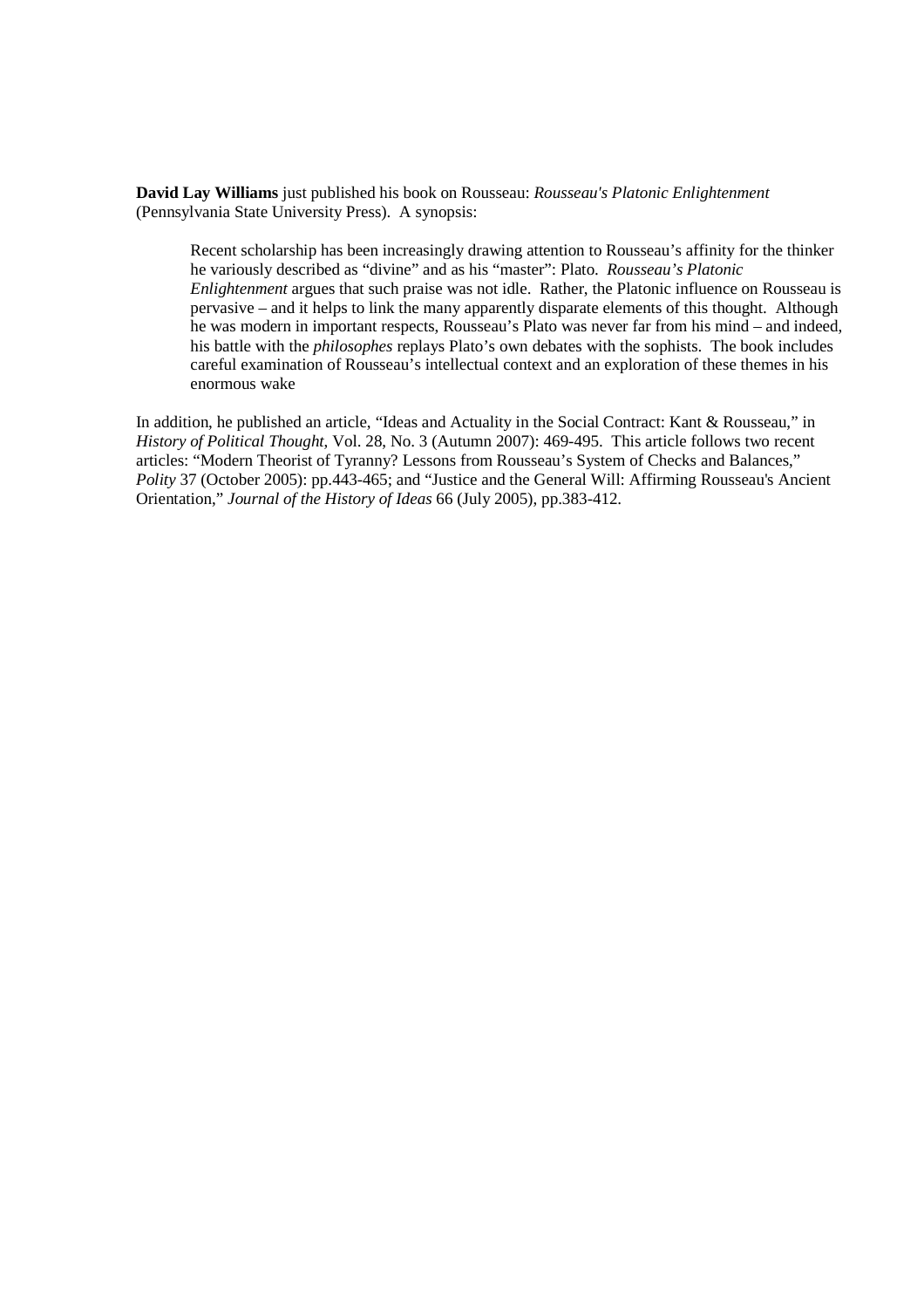**David Lay Williams** just published his book on Rousseau: *Rousseau's Platonic Enlightenment* (Pennsylvania State University Press). A synopsis:

> Recent scholarship has been increasingly drawing attention to Rousseau's affinity for the thinker he variously described as "divine" and as his "master": Plato. *Rousseau's Platonic Enlightenment* argues that such praise was not idle. Rather, the Platonic influence on Rousseau is pervasive – and it helps to link the many apparently disparate elements of this thought. Although he was modern in important respects, Rousseau's Plato was never far from his mind – and indeed, his battle with the *philosophes* replays Plato's own debates with the sophists. The book includes careful examination of Rousseau's intellectual context and an exploration of these themes in his enormous wake

In addition, he published an article, "Ideas and Actuality in the Social Contract: Kant & Rousseau," in *History of Political Thought*, Vol. 28, No. 3 (Autumn 2007): 469-495. This article follows two recent articles: "Modern Theorist of Tyranny? Lessons from Rousseau's System of Checks and Balances," *Polity* 37 (October 2005): pp.443-465; and "Justice and the General Will: Affirming Rousseau's Ancient Orientation," *Journal of the History of Ideas* 66 (July 2005), pp.383-412.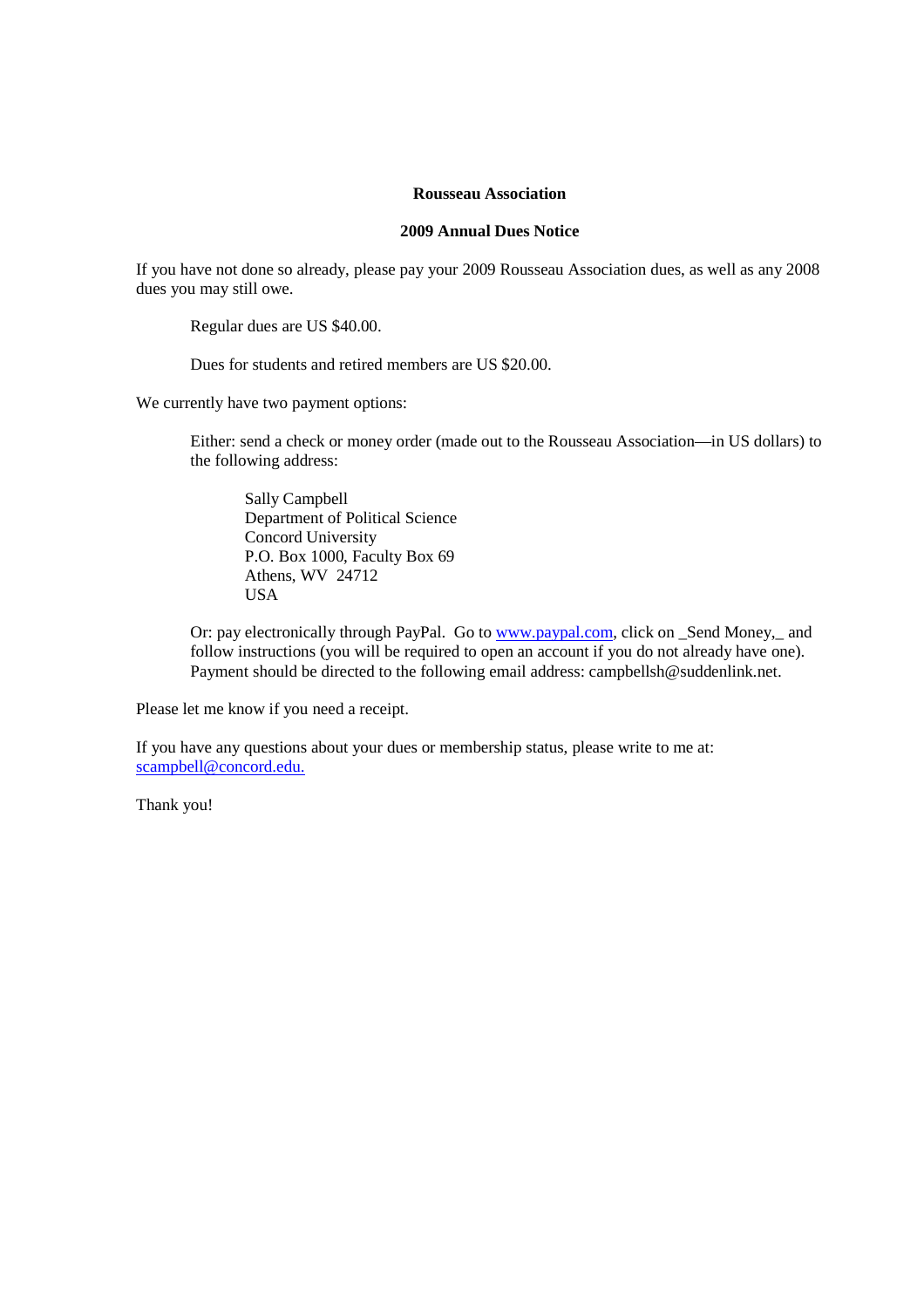**Rousseau Association**

**2009 Annual Dues Notice**

If you have not done so already, please pay your 2009 Rousseau Association dues, as well as any 2008 dues you may still owe.

> Regular dues are US $40.00.
>
> Dues for students and retired members are US $20.00.

We currently have two payment options:

> Either: send a check or money order (made out to the Rousseau Association—in US dollars) to the following address:
>
> > Sally Campbell
> > Department of Political Science
> > Concord University
> > P.O. Box 1000, Faculty Box 69
> > Athens, WV 24712
> > USA
>
> Or: pay electronically through PayPal. Go to www.paypal.com, click on _Send Money,_ and follow instructions (you will be required to open an account if you do not already have one). Payment should be directed to the following email address: campbellsh@suddenlink.net.

Please let me know if you need a receipt.

If you have any questions about your dues or membership status, please write to me at: scampbell@concord.edu.

Thank you!